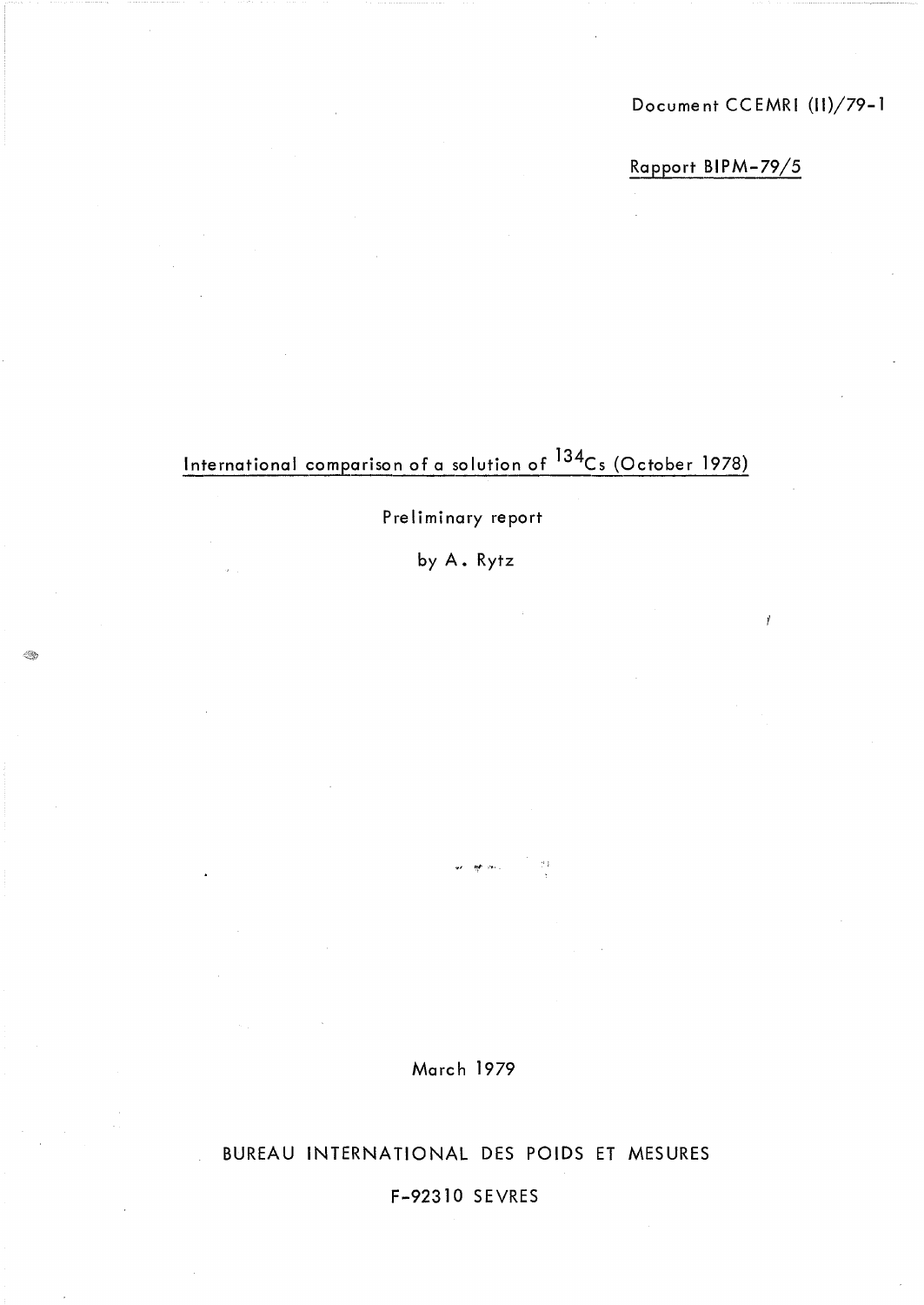Document CCEMRI (II)/79-1

Rapport BIPM-79/5

# International comparison of a solution of $^{134}Cs$ (October 1978)

Preliminary report

by A. Rytz

March 1979

BUREAU INTERNATIONAL DES POIDS ET MESURES

F-92310 SEVRES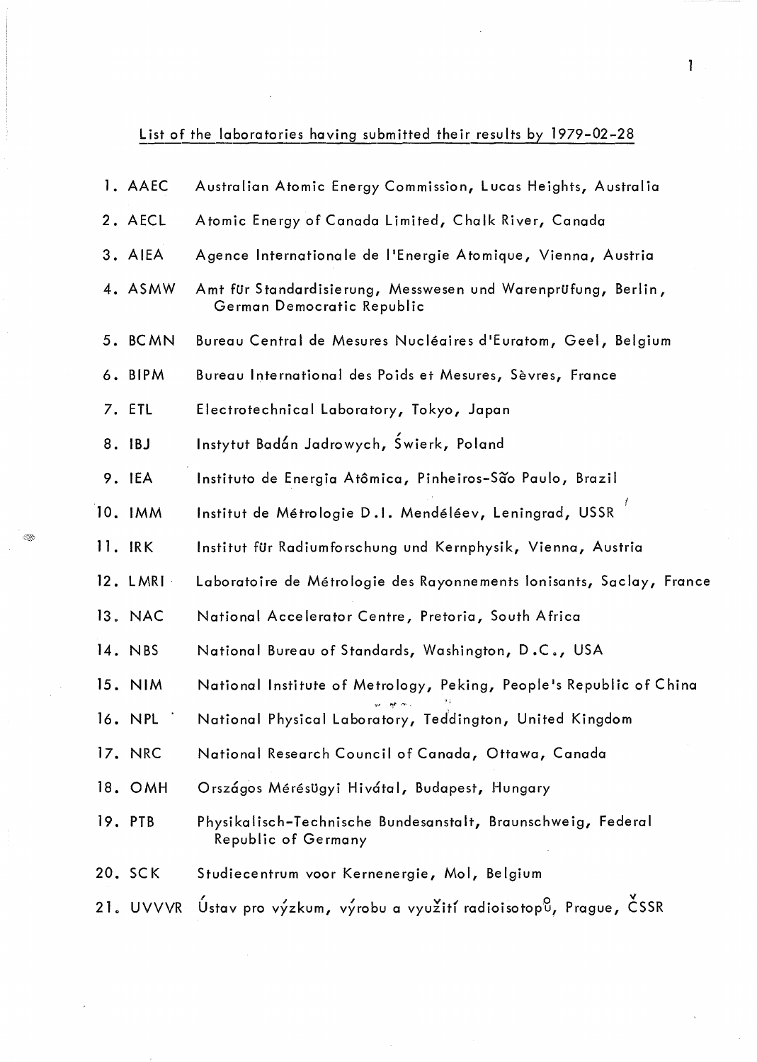List of the laboratories having submitted their results by 1979-02-28

1. AAEC Australian Atomic Energy Commission, Lucas Heights, Australia
2. AECL Atomic Energy of Canada Limited, Chalk River, Canada
3. AIEA Agence Internationale de l'Energie Atomique, Vienna, Austria
4. ASMW Amt für Standardisierung, Messwesen und Warenprüfung, Berlin, German Democratic Republic
5. BCMN Bureau Central de Mesures Nucléaires d'Euratom, Geel, Belgium
6. BIPM Bureau International des Poids et Mesures, Sèvres, France
7. ETL Electrotechnical Laboratory, Tokyo, Japan
8. IBJ Instytut Badán Jadrowych, Świerk, Poland
9. IEA Instituto de Energia Atômica, Pinheiros-São Paulo, Brazil
10. IMM Institut de Métrologie D.I. Mendéléev, Leningrad, USSR
11. IRK Institut für Radiumforschung und Kernphysik, Vienna, Austria
12. LMRI Laboratoire de Métrologie des Rayonnements Ionisants, Saclay, France
13. NAC National Accelerator Centre, Pretoria, South Africa
14. NBS National Bureau of Standards, Washington, D.C., USA
15. NIM National Institute of Metrology, Peking, People's Republic of China
16. NPL National Physical Laboratory, Teddington, United Kingdom
17. NRC National Research Council of Canada, Ottawa, Canada
18. OMH Országos Mérésügyi Hivátal, Budapest, Hungary
19. PTB Physikalisch-Technische Bundesanstalt, Braunschweig, Federal Republic of Germany
20. SCK Studiecentrum voor Kernenergie, Mol, Belgium
21. UVVVR Ústav pro výzkum, výrobu a využití radioisotopů, Prague, ČSSR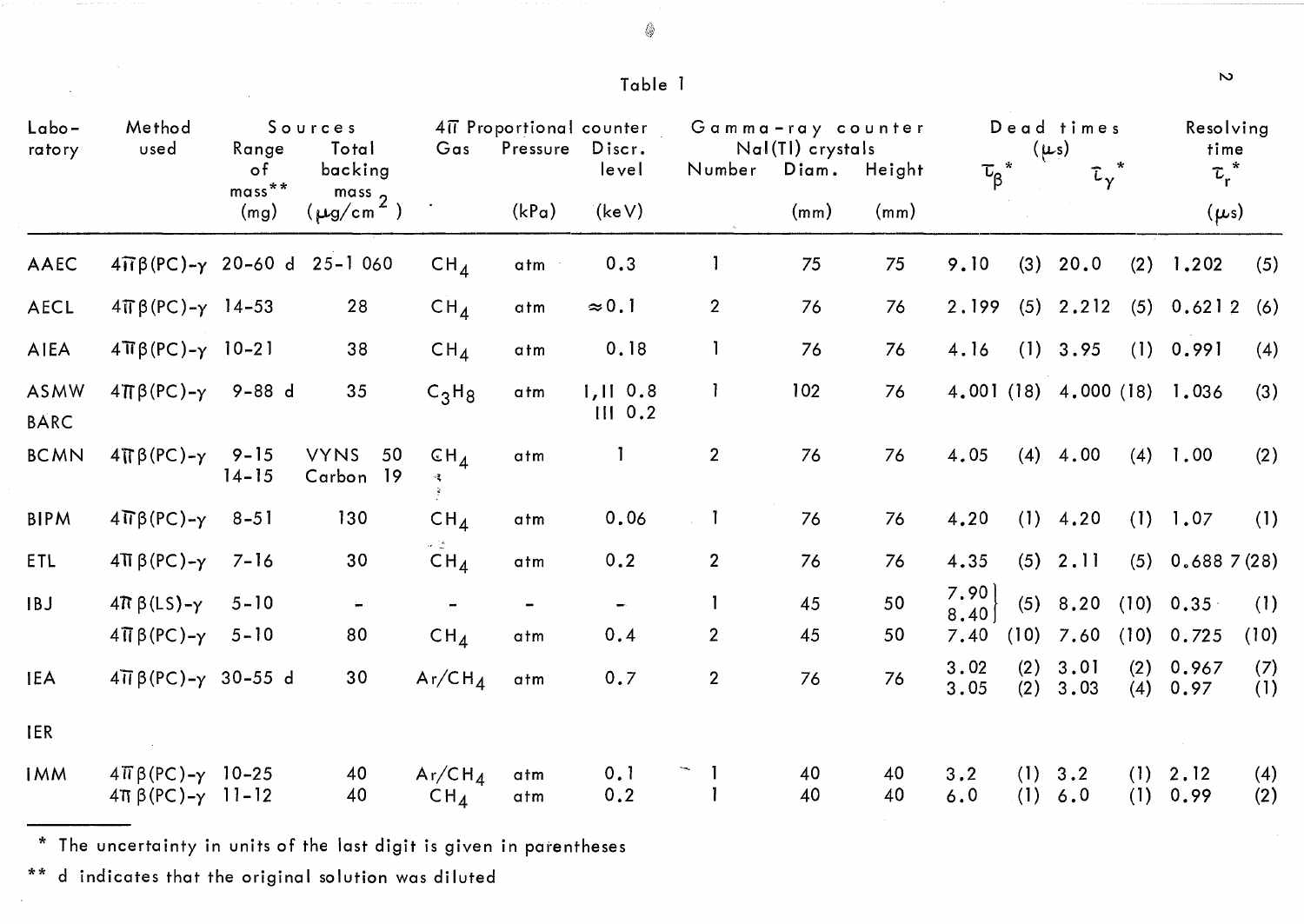Table 1

| Laboratory | Method used | Sources | | 4π Proportional counter | | | Gamma-ray counter NaI(Tl) crystals | | | Dead times (μs) | | Resolving time |
|---|---|---|---|---|---|---|---|---|---|---|---|---|
| | | Range of mass** (mg) | Total backing mass ($\mu g/cm^2$) | Gas | Pressure (kPa) | Discr. level (keV) | Number | Diam. (mm) | Height (mm) | $\tau_\beta$* | $\tau_\gamma$* | $\tau_r$* (μs) |
| AAEC | 4πβ(PC)-γ | 20-60 d | 25-1 060 | $CH_4$ | atm | 0.3 | 1 | 75 | 75 | 9.10 (3) | 20.0 (2) | 1.202 (5) |
| AECL | 4πβ(PC)-γ | 14-53 | 28 | $CH_4$ | atm | ≈0.1 | 2 | 76 | 76 | 2.199 (5) | 2.212 (5) | 0.621 2 (6) |
| AIEA | 4πβ(PC)-γ | 10-21 | 38 | $CH_4$ | atm | 0.18 | 1 | 76 | 76 | 4.16 (1) | 3.95 (1) | 0.991 (4) |
| ASMW | 4πβ(PC)-γ | 9-88 d | 35 | $C_3H_8$ | atm | I, II 0.8<br>III 0.2 | 1 | 102 | 76 | 4.001 (18) | 4.000 (18) | 1.036 (3) |
| BARC | | | | | | | | | | | | |
| BCMN | 4πβ(PC)-γ | 9-15<br>14-15 | VYNS 50<br>Carbon 19 | $CH_4$ | atm | 1 | 2 | 76 | 76 | 4.05 (4) | 4.00 (4) | 1.00 (2) |
| BIPM | 4πβ(PC)-γ | 8-51 | 130 | $CH_4$ | atm | 0.06 | 1 | 76 | 76 | 4.20 (1) | 4.20 (1) | 1.07 (1) |
| ETL | 4πβ(PC)-γ | 7-16 | 30 | $CH_4$ | atm | 0.2 | 2 | 76 | 76 | 4.35 (5) | 2.11 (5) | 0.688 7 (28) |
| IBJ | 4πβ(LS)-γ | 5-10 | - | - | - | - | 1 | 45 | 50 | 7.90, 8.40 (5) | 8.20 (10) | 0.35 (1) |
| | 4πβ(PC)-γ | 5-10 | 80 | $CH_4$ | atm | 0.4 | 2 | 45 | 50 | 7.40 (10) | 7.60 (10) | 0.725 (10) |
| IEA | 4πβ(PC)-γ | 30-55 d | 30 | $Ar/CH_4$ | atm | 0.7 | 2 | 76 | 76 | 3.02 (2)<br>3.05 (2) | 3.01 (2)<br>3.03 (4) | 0.967 (7)<br>0.97 (1) |
| IER | | | | | | | | | | | | |
| IMM | 4πβ(PC)-γ<br>4πβ(PC)-γ | 10-25<br>11-12 | 40<br>40 | $Ar/CH_4$<br>$CH_4$ | atm<br>atm | 0.1<br>0.2 | 1<br>1 | 40<br>40 | 40<br>40 | 3.2 (1)<br>6.0 (1) | 3.2 (1)<br>6.0 (1) | 2.12 (4)<br>0.99 (2) |

\* The uncertainty in units of the last digit is given in parentheses

\*\* d indicates that the original solution was diluted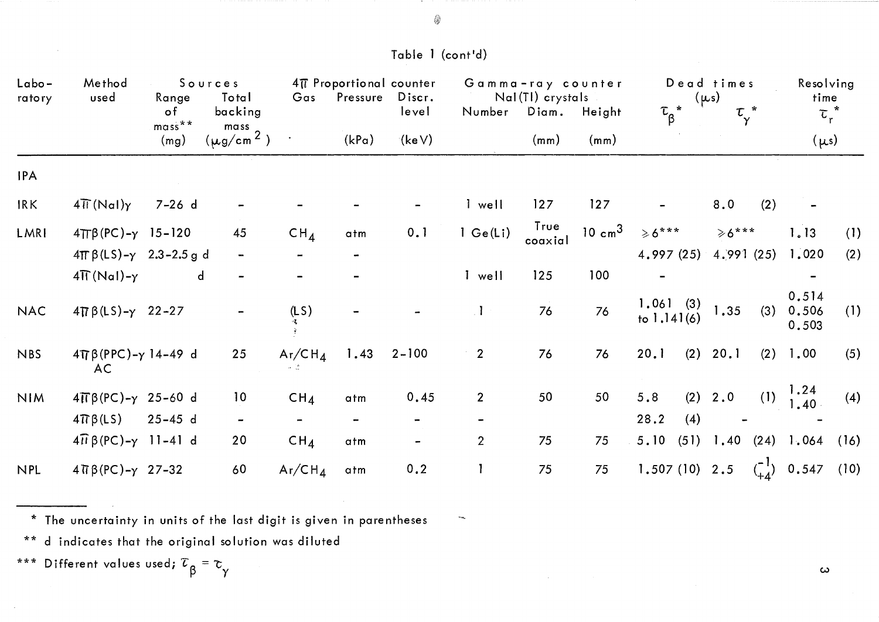Table 1 (cont'd)

| Laboratory | Method used | Sources: Range of mass** (mg) | Sources: Total backing mass ($\mu g/cm^2$) | 4π Proportional counter: Gas | 4π Proportional counter: Pressure (kPa) | 4π Proportional counter: Discr. level (keV) | Gamma-ray counter NaI(Tl) crystals: Number | Gamma-ray counter NaI(Tl) crystals: Diam. (mm) | Gamma-ray counter NaI(Tl) crystals: Height (mm) | Dead times ($\mu$s): $\tau_\beta$* | Dead times ($\mu$s): $\tau_\gamma$* | Resolving time $\tau_r$* ($\mu$s) |
|---|---|---|---|---|---|---|---|---|---|---|---|---|
| IPA | | | | | | | | | | | | |
| IRK | 4π(NaI)γ | 7-26 d | - | - | - | - | 1 well | 127 | 127 | - | 8.0 (2) | - |
| LMRI | 4πβ(PC)-γ | 15-120 | 45 | $CH_4$ | atm | 0.1 | 1 Ge(Li) | True coaxial | 10 $cm^3$ | ⩾6*** | ⩾6*** | 1.13 (1) |
| | 4πβ(LS)-γ | 2.3-2.5 g d | - | - | - | | | | | 4.997 (25) | 4.991 (25) | 1.020 (2) |
| | 4π(NaI)-γ | d | - | - | - | | 1 well | 125 | 100 | - | | - |
| NAC | 4πβ(LS)-γ | 22-27 | - | (LS) | - | - | 1 | 76 | 76 | 1.061 (3) to 1.141(6) | 1.35 (3) | 0.514 0.506 0.503 (1) |
| NBS | 4πβ(PPC)-γ AC | 14-49 d | 25 | Ar/$CH_4$ | 1.43 | 2-100 | 2 | 76 | 76 | 20.1 (2) | 20.1 (2) | 1.00 (5) |
| NIM | 4πβ(PC)-γ | 25-60 d | 10 | $CH_4$ | atm | 0.45 | 2 | 50 | 50 | 5.8 (2) | 2.0 (1) | 1.24 1.40 (4) |
| | 4πβ(LS) | 25-45 d | - | - | - | - | - | | | 28.2 (4) | - | - |
| | 4πβ(PC)-γ | 11-41 d | 20 | $CH_4$ | atm | - | 2 | 75 | 75 | 5.10 (51) | 1.40 (24) | 1.064 (16) |
| NPL | 4πβ(PC)-γ | 27-32 | 60 | Ar/$CH_4$ | atm | 0.2 | 1 | 75 | 75 | 1.507 (10) | 2.5 ($^{-1}_{+4}$) | 0.547 (10) |

\* The uncertainty in units of the last digit is given in parentheses

\*\* d indicates that the original solution was diluted

\*\*\* Different values used; $\tau_\beta = \tau_\gamma$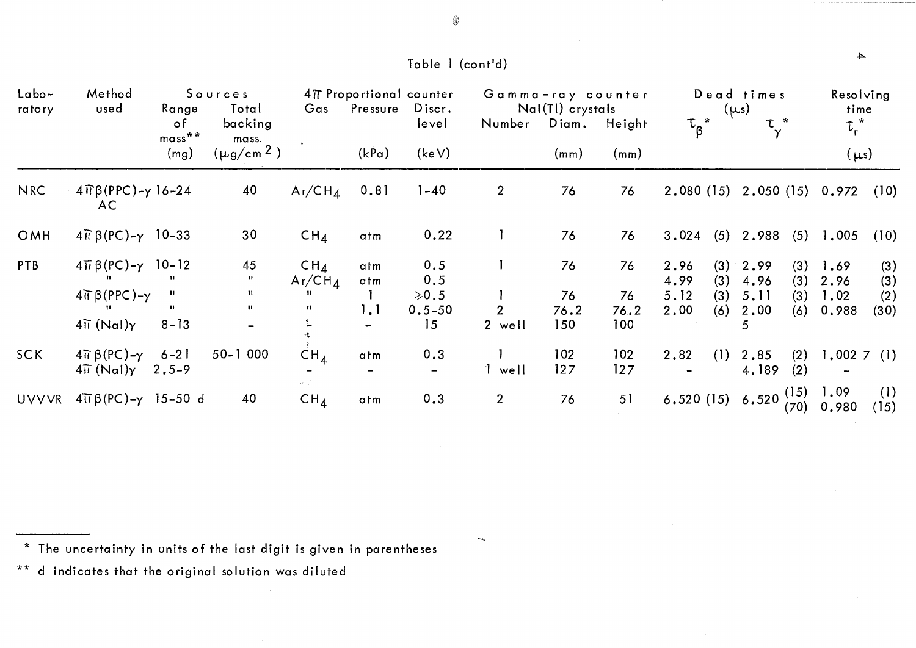Table 1 (cont'd)

| Labo-ratory | Method used | Sources | | 4π Proportional counter | | | Gamma-ray counter NaI(Tl) crystals | | | Dead times (μs) | | Resolving time |
|---|---|---|---|---|---|---|---|---|---|---|---|---|
| | | Range of mass** (mg) | Total backing mass (μg/cm²) | Gas | Pressure (kPa) | Discr. level (keV) | Number | Diam. (mm) | Height (mm) | $\tau_\beta$* | $\tau_\gamma$* | $\tau_r$* (μs) |
| NRC | 4πβ(PPC)-γ AC | 16-24 | 40 | $Ar/CH_4$ | 0.81 | 1-40 | 2 | 76 | 76 | 2.080 (15) | 2.050 (15) | 0.972 (10) |
| OMH | 4πβ(PC)-γ | 10-33 | 30 | $CH_4$ | atm | 0.22 | 1 | 76 | 76 | 3.024 (5) | 2.988 (5) | 1.005 (10) |
| PTB | 4πβ(PC)-γ | 10-12 | 45 | $CH_4$ | atm | 0.5 | 1 | 76 | 76 | 2.96 (3) | 2.99 (3) | 1.69 (3) |
| | " | " | " | $Ar/CH_4$ | atm | 0.5 | | | | 4.99 (3) | 4.96 (3) | 2.96 (3) |
| | 4πβ(PPC)-γ | " | " | " | 1 | ≥0.5 | 1 | 76 | 76 | 5.12 (3) | 5.11 (3) | 1.02 (2) |
| | " | " | " | " | 1.1 | 0.5-50 | 2 | 76.2 | 76.2 | 2.00 (6) | 2.00 (6) | 0.988 (30) |
| | 4π (NaI)γ | 8-13 | - | - | - | 15 | 2 well | 150 | 100 | | 5 | |
| SCK | 4πβ(PC)-γ | 6-21 | 50-1 000 | $CH_4$ | atm | 0.3 | 1 | 102 | 102 | 2.82 (1) | 2.85 (2) | 1.002 7 (1) |
| | 4π (NaI)γ | 2.5-9 | | - | - | - | 1 well | 127 | 127 | - | 4.189 (2) | - |
| UVVVR | 4πβ(PC)-γ | 15-50 d | 40 | $CH_4$ | atm | 0.3 | 2 | 76 | 51 | 6.520 (15) | 6.520 (15) (70) | 1.09 (1) 0.980 (15) |

\* The uncertainty in units of the last digit is given in parentheses

\*\* d indicates that the original solution was diluted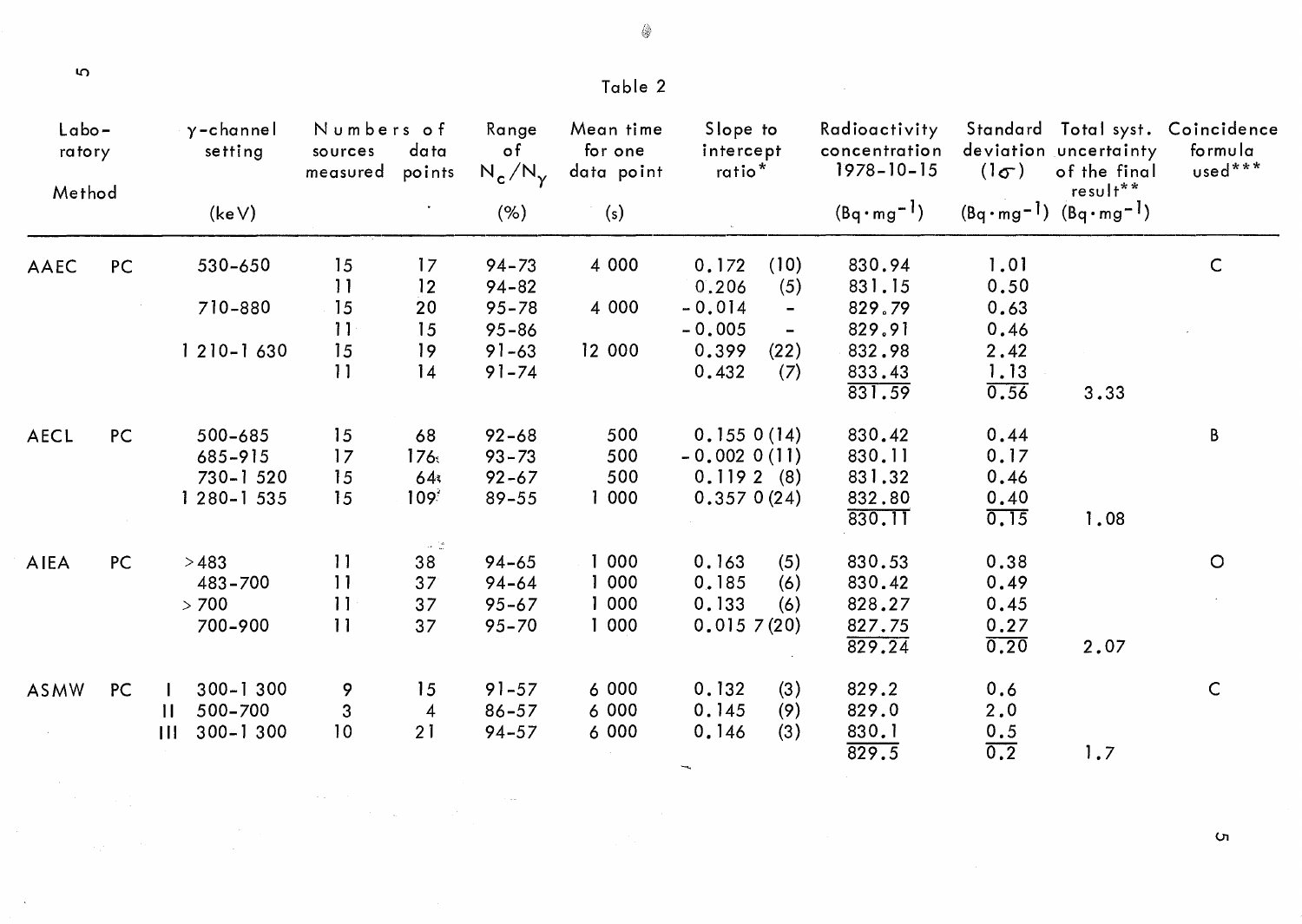Table 2

| Laboratory | Method | γ-channel setting (keV) | Numbers of sources measured | Numbers of data points | Range of $N_c/N_\gamma$ (%) | Mean time for one data point (s) | Slope to intercept ratio* | | Radioactivity concentration 1978-10-15 ($Bq \cdot mg^{-1}$) | Standard deviation ($1\sigma$) ($Bq \cdot mg^{-1}$) | Total syst. uncertainty of the final result** ($Bq \cdot mg^{-1}$) | Coincidence formula used*** |
|---|---|---|---|---|---|---|---|---|---|---|---|---|
| AAEC | PC | 530-650 | 15 | 17 | 94-73 | 4 000 | 0.172 | (10) | 830.94 | 1.01 | | C |
| | | | 11 | 12 | 94-82 | | 0.206 | (5) | 831.15 | 0.50 | | |
| | | 710-880 | 15 | 20 | 95-78 | 4 000 | -0.014 | - | 829.79 | 0.63 | | |
| | | | 11 | 15 | 95-86 | | -0.005 | - | 829.91 | 0.46 | | |
| | | 1 210-1 630 | 15 | 19 | 91-63 | 12 000 | 0.399 | (22) | 832.98 | 2.42 | | |
| | | | 11 | 14 | 91-74 | | 0.432 | (7) | 833.43 | 1.13 | | |
| | | | | | | | | | 831.59 | 0.56 | 3.33 | |
| AECL | PC | 500-685 | 15 | 68 | 92-68 | 500 | 0.155 0 | (14) | 830.42 | 0.44 | | B |
| | | 685-915 | 17 | 176 | 93-73 | 500 | -0.002 0 | (11) | 830.11 | 0.17 | | |
| | | 730-1 520 | 15 | 64 | 92-67 | 500 | 0.119 2 | (8) | 831.32 | 0.46 | | |
| | | 1 280-1 535 | 15 | 109 | 89-55 | 1 000 | 0.357 0 | (24) | 832.80 | 0.40 | | |
| | | | | | | | | | 830.11 | 0.15 | 1.08 | |
| AIEA | PC | >483 | 11 | 38 | 94-65 | 1 000 | 0.163 | (5) | 830.53 | 0.38 | | O |
| | | 483-700 | 11 | 37 | 94-64 | 1 000 | 0.185 | (6) | 830.42 | 0.49 | | |
| | | >700 | 11 | 37 | 95-67 | 1 000 | 0.133 | (6) | 828.27 | 0.45 | | |
| | | 700-900 | 11 | 37 | 95-70 | 1 000 | 0.015 7 | (20) | 827.75 | 0.27 | | |
| | | | | | | | | | 829.24 | 0.20 | 2.07 | |
| ASMW | PC | I 300-1 300 | 9 | 15 | 91-57 | 6 000 | 0.132 | (3) | 829.2 | 0.6 | | C |
| | | II 500-700 | 3 | 4 | 86-57 | 6 000 | 0.145 | (9) | 829.0 | 2.0 | | |
| | | III 300-1 300 | 10 | 21 | 94-57 | 6 000 | 0.146 | (3) | 830.1 | 0.5 | | |
| | | | | | | | | | 829.5 | 0.2 | 1.7 | |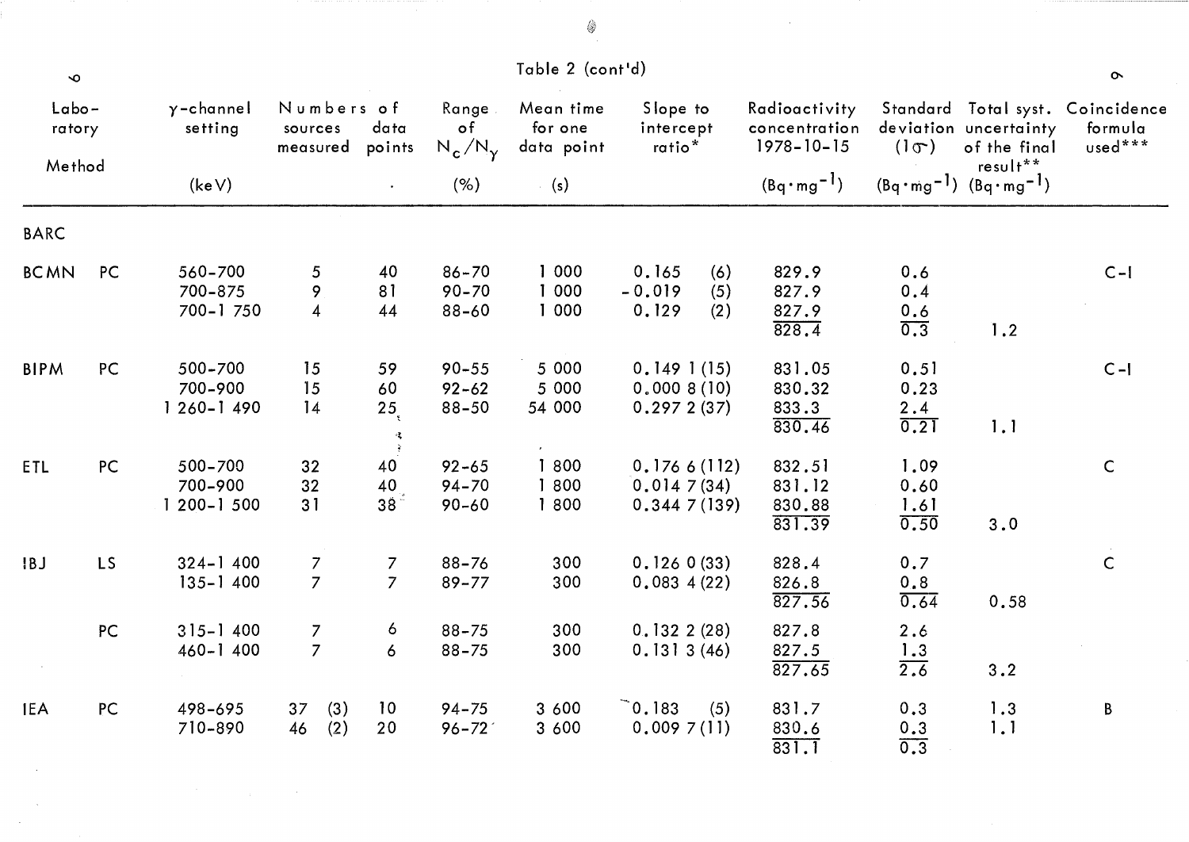Table 2 (cont'd)

| Laboratory | Method | γ-channel setting (keV) | Numbers of sources measured | Numbers of data points | Range of $N_c/N_\gamma$ (%) | Mean time for one data point (s) | Slope to intercept ratio* | Radioactivity concentration 1978-10-15 ($Bq \cdot mg^{-1}$) | Standard deviation ($1\sigma$) ($Bq \cdot mg^{-1}$) | Total syst. uncertainty of the final result** ($Bq \cdot mg^{-1}$) | Coincidence formula used*** |
|---|---|---|---|---|---|---|---|---|---|---|---|
| BARC | | | | | | | | | | | |
| BCMN | PC | 560-700 | 5 | 40 | 86-70 | 1 000 | 0.165 (6) | 829.9 | 0.6 | | C-I |
| | | 700-875 | 9 | 81 | 90-70 | 1 000 | -0.019 (5) | 827.9 | 0.4 | | |
| | | 700-1 750 | 4 | 44 | 88-60 | 1 000 | 0.129 (2) | 827.9 | 0.6 | | |
| | | | | | | | | 828.4 | 0.3 | 1.2 | |
| BIPM | PC | 500-700 | 15 | 59 | 90-55 | 5 000 | 0.149 1 (15) | 831.05 | 0.51 | | C-I |
| | | 700-900 | 15 | 60 | 92-62 | 5 000 | 0.000 8 (10) | 830.32 | 0.23 | | |
| | | 1 260-1 490 | 14 | 25 | 88-50 | 54 000 | 0.297 2 (37) | 833.3 | 2.4 | | |
| | | | | | | | | 830.46 | 0.21 | 1.1 | |
| ETL | PC | 500-700 | 32 | 40 | 92-65 | 1 800 | 0.176 6 (112) | 832.51 | 1.09 | | C |
| | | 700-900 | 32 | 40 | 94-70 | 1 800 | 0.014 7 (34) | 831.12 | 0.60 | | |
| | | 1 200-1 500 | 31 | 38 | 90-60 | 1 800 | 0.344 7 (139) | 830.88 | 1.61 | | |
| | | | | | | | | 831.39 | 0.50 | 3.0 | |
| IBJ | LS | 324-1 400 | 7 | 7 | 88-76 | 300 | 0.126 0 (33) | 828.4 | 0.7 | | C |
| | | 135-1 400 | 7 | 7 | 89-77 | 300 | 0.083 4 (22) | 826.8 | 0.8 | | |
| | | | | | | | | 827.56 | 0.64 | 0.58 | |
| | PC | 315-1 400 | 7 | 6 | 88-75 | 300 | 0.132 2 (28) | 827.8 | 2.6 | | |
| | | 460-1 400 | 7 | 6 | 88-75 | 300 | 0.131 3 (46) | 827.5 | 1.3 | | |
| | | | | | | | | 827.65 | 2.6 | 3.2 | |
| IEA | PC | 498-695 | 37 (3) | 10 | 94-75 | 3 600 | 0.183 (5) | 831.7 | 0.3 | 1.3 | B |
| | | 710-890 | 46 (2) | 20 | 96-72 | 3 600 | 0.009 7 (11) | 830.6 | 0.3 | 1.1 | |
| | | | | | | | | 831.1 | 0.3 | | |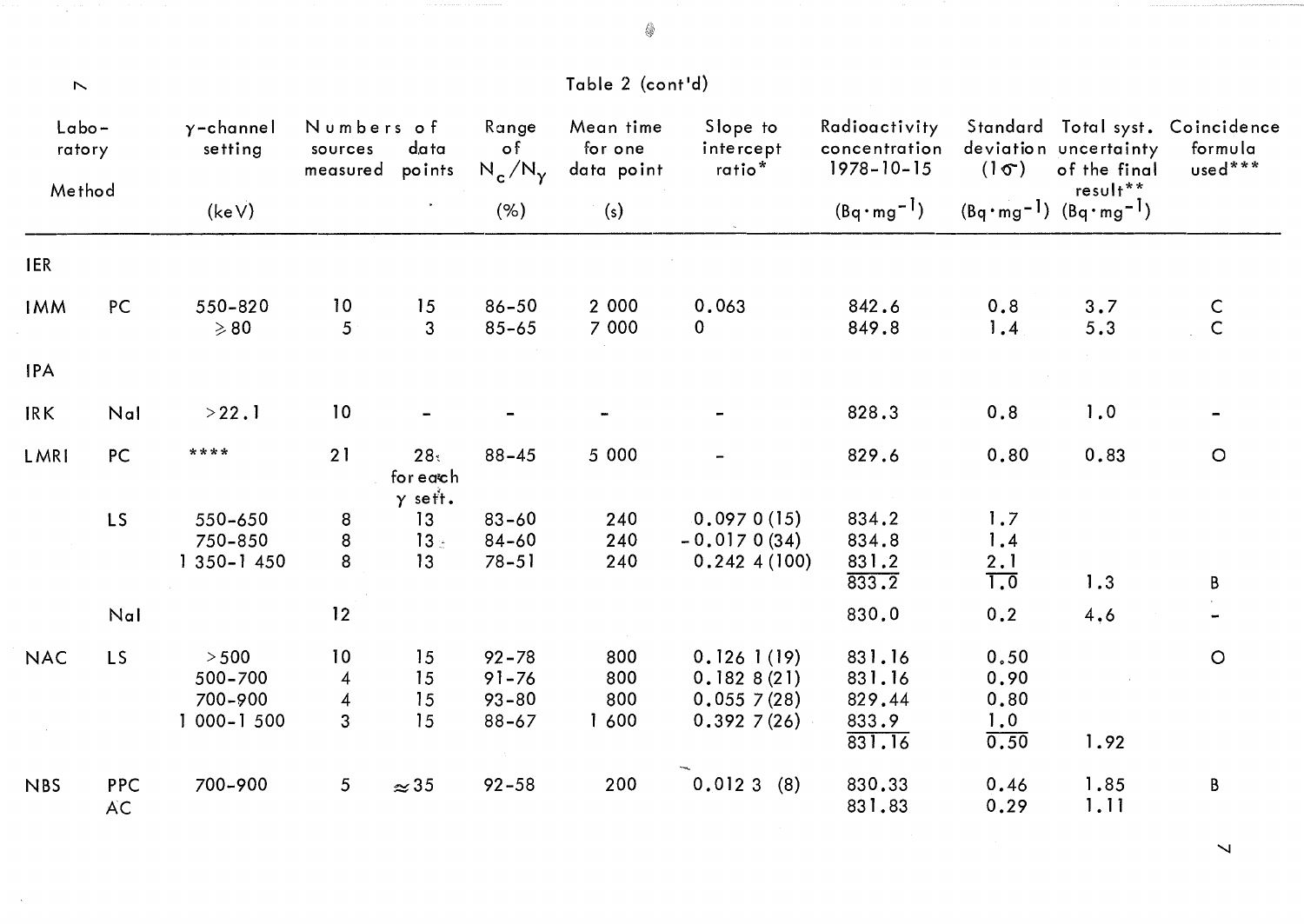Table 2 (cont'd)

| Laboratory | Method | γ-channel setting (keV) | Numbers of sources measured | Numbers of data points | Range of $N_c/N_\gamma$ (%) | Mean time for one data point (s) | Slope to intercept ratio* | Radioactivity concentration 1978-10-15 ($Bq \cdot mg^{-1}$) | Standard deviation (1σ) ($Bq \cdot mg^{-1}$) | Total syst. uncertainty of the final result** ($Bq \cdot mg^{-1}$) | Coincidence formula used*** |
|---|---|---|---|---|---|---|---|---|---|---|---|
| IER | | | | | | | | | | | |
| IMM | PC | 550-820 | 10 | 15 | 86-50 | 2 000 | 0.063 | 842.6 | 0.8 | 3.7 | C |
| | | ⩾ 80 | 5 | 3 | 85-65 | 7 000 | 0 | 849.8 | 1.4 | 5.3 | C |
| IPA | | | | | | | | | | | |
| IRK | NaI | > 22.1 | 10 | - | - | - | - | 828.3 | 0.8 | 1.0 | - |
| LMRI | PC | **** | 21 | 28 for each γ sett. | 88-45 | 5 000 | - | 829.6 | 0.80 | 0.83 | O |
| | LS | 550-650 | 8 | 13 | 83-60 | 240 | 0.097 0 (15) | 834.2 | 1.7 | | |
| | | 750-850 | 8 | 13 | 84-60 | 240 | -0.017 0 (34) | 834.8 | 1.4 | | |
| | | 1 350-1 450 | 8 | 13 | 78-51 | 240 | 0.242 4 (100) | 831.2 | 2.1 | | |
| | | | | | | | | 833.2 | 1.0 | 1.3 | B |
| | NaI | | 12 | | | | | 830.0 | 0.2 | 4.6 | - |
| NAC | LS | > 500 | 10 | 15 | 92-78 | 800 | 0.126 1 (19) | 831.16 | 0.50 | | O |
| | | 500-700 | 4 | 15 | 91-76 | 800 | 0.182 8 (21) | 831.16 | 0.90 | | |
| | | 700-900 | 4 | 15 | 93-80 | 800 | 0.055 7 (28) | 829.44 | 0.80 | | |
| | | 1 000-1 500 | 3 | 15 | 88-67 | 1 600 | 0.392 7 (26) | 833.9 | 1.0 | | |
| | | | | | | | | 831.16 | 0.50 | 1.92 | |
| NBS | PPC | 700-900 | 5 | ≈ 35 | 92-58 | 200 | 0.012 3 (8) | 830.33 | 0.46 | 1.85 | B |
| | AC | | | | | | | 831.83 | 0.29 | 1.11 | |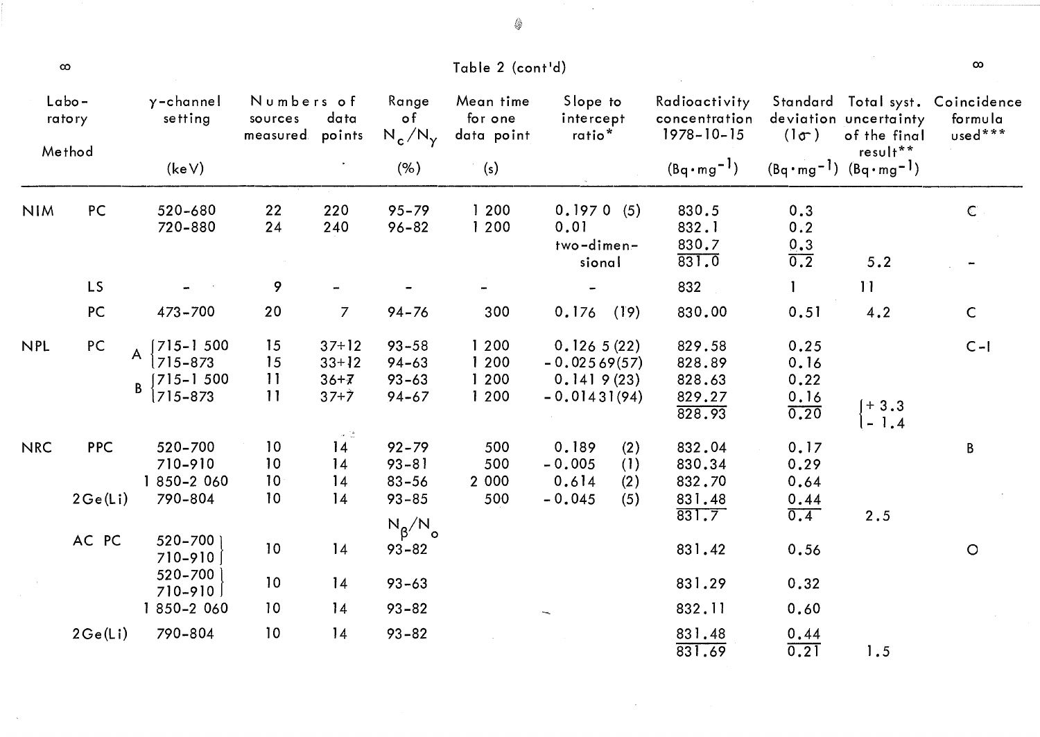Table 2 (cont'd)

| Laboratory | Method | γ-channel setting (keV) | Numbers of sources measured | Numbers of data points | Range of $N_c/N_\gamma$ (%) | Mean time for one data point (s) | Slope to intercept ratio* | Radioactivity concentration 1978-10-15 ($Bq \cdot mg^{-1}$) | Standard deviation ($1\sigma$) ($Bq \cdot mg^{-1}$) | Total syst. uncertainty of the final result** ($Bq \cdot mg^{-1}$) | Coincidence formula used*** |
|---|---|---|---|---|---|---|---|---|---|---|---|
| NIM | PC | 520-680 | 22 | 220 | 95-79 | 1 200 | 0.197 0 (5) | 830.5 | 0.3 | | C |
| | | 720-880 | 24 | 240 | 96-82 | 1 200 | 0.01 | 832.1 | 0.2 | | |
| | | | | | | | two-dimensional | 830.7 | 0.3 | | |
| | | | | | | | | 831.0 | 0.2 | 5.2 | - |
| | LS | - | 9 | - | - | - | - | 832 | 1 | 11 | |
| | PC | 473-700 | 20 | 7 | 94-76 | 300 | 0.176 (19) | 830.00 | 0.51 | 4.2 | C |
| NPL | PC | A 715-1 500 | 15 | 37+12 | 93-58 | 1 200 | 0.126 5 (22) | 829.58 | 0.25 | | C-I |
| | | A 715-873 | 15 | 33+12 | 94-63 | 1 200 | -0.025 69(57) | 828.89 | 0.16 | | |
| | | B 715-1 500 | 11 | 36+7 | 93-63 | 1 200 | 0.141 9 (23) | 828.63 | 0.22 | | |
| | | B 715-873 | 11 | 37+7 | 94-67 | 1 200 | -0.014 31(94) | 829.27 | 0.16 | | |
| | | | | | | | | 828.93 | 0.20 | +3.3 / -1.4 | |
| NRC | PPC | 520-700 | 10 | 14 | 92-79 | 500 | 0.189 (2) | 832.04 | 0.17 | | B |
| | | 710-910 | 10 | 14 | 93-81 | 500 | -0.005 (1) | 830.34 | 0.29 | | |
| | | 1 850-2 060 | 10 | 14 | 83-56 | 2 000 | 0.614 (2) | 832.70 | 0.64 | | |
| | 2Ge(Li) | 790-804 | 10 | 14 | 93-85 | 500 | -0.045 (5) | 831.48 | 0.44 | | |
| | | | | | | | | 831.7 | 0.4 | 2.5 | |
| | | | | | $N_\beta/N_o$ | | | | | | |
| | AC PC | 520-700, 710-910 | 10 | 14 | 93-82 | | | 831.42 | 0.56 | | O |
| | | 520-700, 710-910 | 10 | 14 | 93-63 | | | 831.29 | 0.32 | | |
| | | 1 850-2 060 | 10 | 14 | 93-82 | | | 832.11 | 0.60 | | |
| | 2Ge(Li) | 790-804 | 10 | 14 | 93-82 | | | 831.48 | 0.44 | | |
| | | | | | | | | 831.69 | 0.21 | 1.5 | |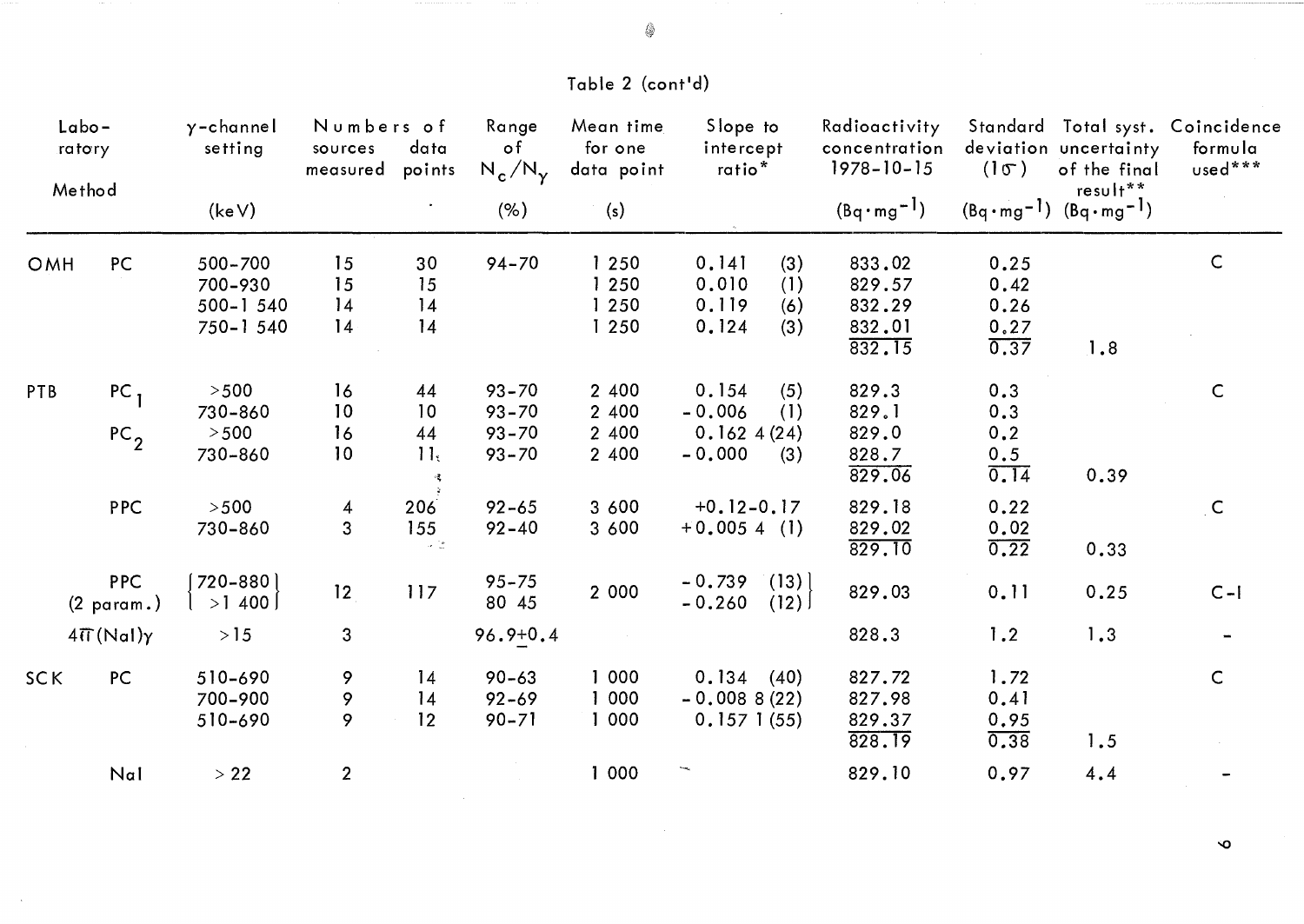Table 2 (cont'd)

| Laboratory | Method | γ-channel setting (keV) | Numbers of sources measured | Numbers of data points | Range of $N_c/N_\gamma$ (%) | Mean time for one data point (s) | Slope to intercept ratio* | Radioactivity concentration 1978-10-15 ($Bq \cdot mg^{-1}$) | Standard deviation ($1\sigma$) ($Bq \cdot mg^{-1}$) | Total syst. uncertainty of the final result** ($Bq \cdot mg^{-1}$) | Coincidence formula used*** |
|---|---|---|---|---|---|---|---|---|---|---|---|
| OMH | PC | 500-700 | 15 | 30 | 94-70 | 1 250 | 0.141 (3) | 833.02 | 0.25 | | C |
| | | 700-930 | 15 | 15 | | 1 250 | 0.010 (1) | 829.57 | 0.42 | | |
| | | 500-1 540 | 14 | 14 | | 1 250 | 0.119 (6) | 832.29 | 0.26 | | |
| | | 750-1 540 | 14 | 14 | | 1 250 | 0.124 (3) | 832.01 | 0.27 | | |
| | | | | | | | | 832.15 | 0.37 | 1.8 | |
| PTB | $PC_1$ | >500 | 16 | 44 | 93-70 | 2 400 | 0.154 (5) | 829.3 | 0.3 | | C |
| | | 730-860 | 10 | 10 | 93-70 | 2 400 | -0.006 (1) | 829.1 | 0.3 | | |
| | $PC_2$ | >500 | 16 | 44 | 93-70 | 2 400 | 0.162 4 (24) | 829.0 | 0.2 | | |
| | | 730-860 | 10 | 11 | 93-70 | 2 400 | -0.000 (3) | 828.7 | 0.5 | | |
| | | | | | | | | 829.06 | 0.14 | 0.39 | |
| | PPC | >500 | 4 | 206 | 92-65 | 3 600 | +0.12-0.17 | 829.18 | 0.22 | | C |
| | | 730-860 | 3 | 155 | 92-40 | 3 600 | +0.005 4 (1) | 829.02 | 0.02 | | |
| | | | | | | | | 829.10 | 0.22 | 0.33 | |
| | PPC (2 param.) | {720-880, >1 400} | 12 | 117 | 95-75, 80 45 | 2 000 | -0.739 (13), -0.260 (12) | 829.03 | 0.11 | 0.25 | C-I |
| | $4\pi$(NaI)γ | >15 | 3 | | 96.9±0.4 | | | 828.3 | 1.2 | 1.3 | - |
| SCK | PC | 510-690 | 9 | 14 | 90-63 | 1 000 | 0.134 (40) | 827.72 | 1.72 | | C |
| | | 700-900 | 9 | 14 | 92-69 | 1 000 | -0.008 8 (22) | 827.98 | 0.41 | | |
| | | 510-690 | 9 | 12 | 90-71 | 1 000 | 0.157 1 (55) | 829.37 | 0.95 | | |
| | | | | | | | | 828.19 | 0.38 | 1.5 | |
| | NaI | > 22 | 2 | | | 1 000 | | 829.10 | 0.97 | 4.4 | - |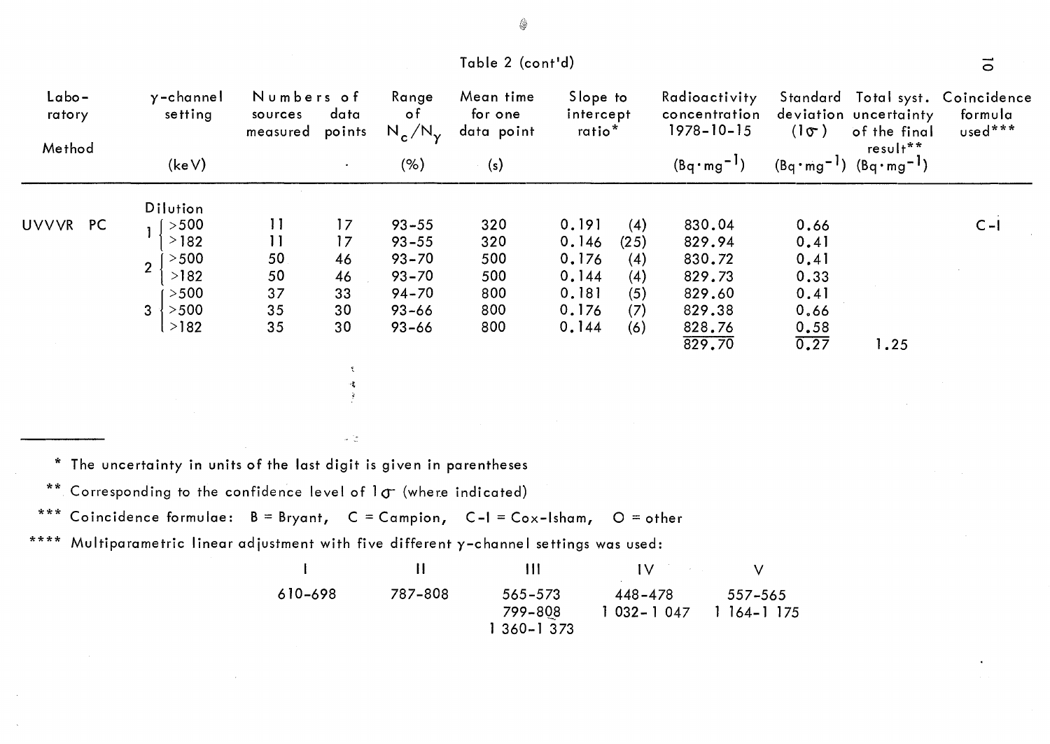Table 2 (cont'd)

| Laboratory<br>Method | γ-channel setting (keV) | Numbers of sources measured | Numbers of data points | Range of $N_c/N_\gamma$ (%) | Mean time for one data point (s) | Slope to intercept ratio* | Radioactivity concentration 1978-10-15 ($Bq \cdot mg^{-1}$) | Standard deviation ($1\sigma$) ($Bq \cdot mg^{-1}$) | Total syst. uncertainty of the final result** ($Bq \cdot mg^{-1}$) | Coincidence formula used*** |
|---|---|---|---|---|---|---|---|---|---|---|
| UVVVR PC | Dilution | | | | | | | | | |
| | 1 >500 | 11 | 17 | 93-55 | 320 | 0.191 (4) | 830.04 | 0.66 | | C-I |
| | 1 >182 | 11 | 17 | 93-55 | 320 | 0.146 (25) | 829.94 | 0.41 | | |
| | 2 >500 | 50 | 46 | 93-70 | 500 | 0.176 (4) | 830.72 | 0.41 | | |
| | 2 >182 | 50 | 46 | 93-70 | 500 | 0.144 (4) | 829.73 | 0.33 | | |
| | 3 >500 | 37 | 33 | 94-70 | 800 | 0.181 (5) | 829.60 | 0.41 | | |
| | 3 >500 | 35 | 30 | 93-66 | 800 | 0.176 (7) | 829.38 | 0.66 | | |
| | 3 >182 | 35 | 30 | 93-66 | 800 | 0.144 (6) | 828.76 | 0.58 | | |
| | | | | | | | 829.70 | 0.27 | 1.25 | |

\* The uncertainty in units of the last digit is given in parentheses

** Corresponding to the confidence level of $1\sigma$ (where indicated)

*** Coincidence formulae: B = Bryant, C = Campion, C-I = Cox-Isham, O = other

**** Multiparametric linear adjustment with five different γ-channel settings was used:

| I | II | III | IV | V |
|---|---|---|---|---|
| 610-698 | 787-808 | 565-573<br>799-808<br>1 360-1 373 | 448-478<br>1 032-1 047 | 557-565<br>1 164-1 175 |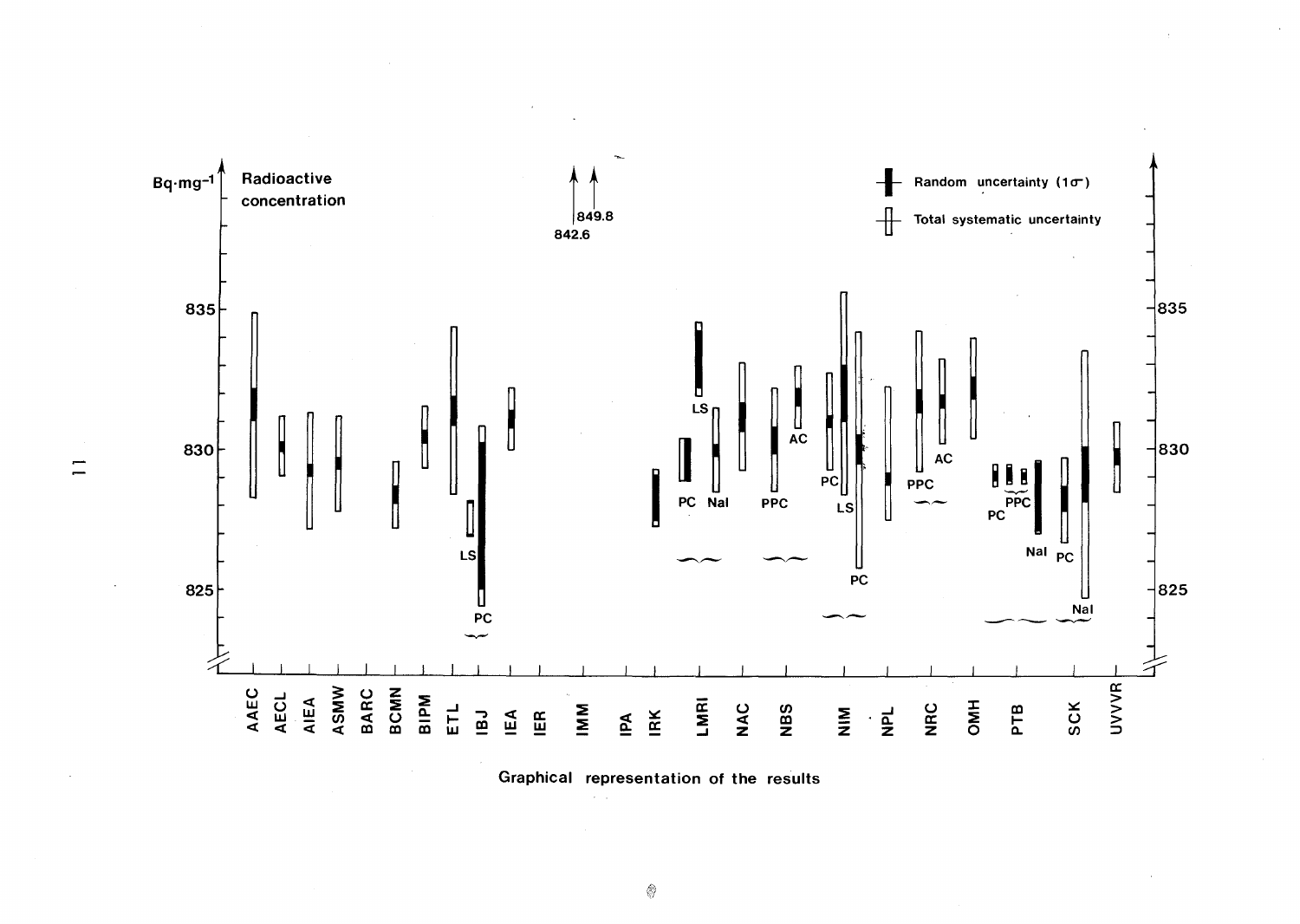Bq·mg⁻¹ Radioactive concentration

842.6 849.8

Random uncertainty ($1\sigma$)

Total systematic uncertainty

835

830

825

LS PC LS PC NaI AC PPC AC PC LS PC PPC AC PPC PC NaI PC NaI

AAEC AECL AIEA ASMW BARC BCMN BIPM ETL IBJ IEA IER IMM IPA IRK LMRI NAC NBS NIM NPL NRC OMH PTB SCK UVVVR

Graphical representation of the results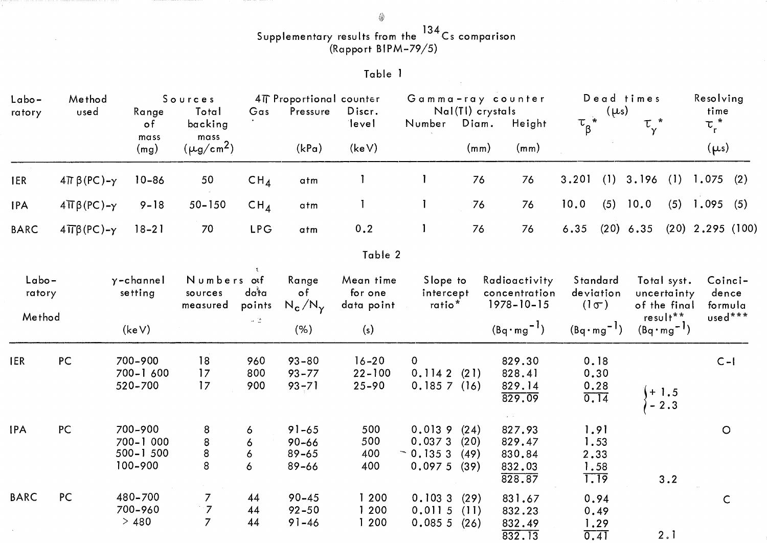# Supplementary results from the $^{134}$Cs comparison
(Rapport BIPM-79/5)

## Table 1

| Laboratory | Method used | Sources: Range of mass (mg) | Sources: Total backing mass ($\mu g/cm^2$) | $4\pi$ Proportional counter: Gas | $4\pi$ Proportional counter: Pressure (kPa) | $4\pi$ Proportional counter: Discr. level (keV) | Gamma-ray counter NaI(Tl) crystals: Number | Gamma-ray counter NaI(Tl) crystals: Diam. (mm) | Gamma-ray counter NaI(Tl) crystals: Height (mm) | Dead times ($\mu$s): $\tau_\beta$* | Dead times ($\mu$s): $\tau_\gamma$* | Resolving time $\tau_r$* ($\mu$s) |
|---|---|---|---|---|---|---|---|---|---|---|---|---|
| IER | $4\pi\beta$(PC)-$\gamma$ | 10-86 | 50 | $CH_4$ | atm | 1 | 1 | 76 | 76 | 3.201 (1) | 3.196 (1) | 1.075 (2) |
| IPA | $4\pi\beta$(PC)-$\gamma$ | 9-18 | 50-150 | $CH_4$ | atm | 1 | 1 | 76 | 76 | 10.0 (5) | 10.0 (5) | 1.095 (5) |
| BARC | $4\pi\beta$(PC)-$\gamma$ | 18-21 | 70 | LPG | atm | 0.2 | 1 | 76 | 76 | 6.35 (20) | 6.35 (20) | 2.295 (100) |

## Table 2

| Laboratory | Method | $\gamma$-channel setting (keV) | Numbers of sources measured | Numbers of data points | Range of $N_c/N_\gamma$ (%) | Mean time for one data point (s) | Slope to intercept ratio* | Radioactivity concentration 1978-10-15 ($Bq \cdot mg^{-1}$) | Standard deviation ($1\sigma$) ($Bq \cdot mg^{-1}$) | Total syst. uncertainty of the final result** ($Bq \cdot mg^{-1}$) | Coincidence formula used*** |
|---|---|---|---|---|---|---|---|---|---|---|---|
| IER | PC | 700-900 | 18 | 960 | 93-80 | 16-20 | 0 | 829.30 | 0.18 | | C-I |
| | | 700-1 600 | 17 | 800 | 93-77 | 22-100 | 0.114 2 (21) | 828.41 | 0.30 | | |
| | | 520-700 | 17 | 900 | 93-71 | 25-90 | 0.185 7 (16) | 829.14 | 0.28 | | |
| | | | | | | | | 829.09 | 0.14 | + 1.5 / - 2.3 | |
| IPA | PC | 700-900 | 8 | 6 | 91-65 | 500 | 0.013 9 (24) | 827.93 | 1.91 | | O |
| | | 700-1 000 | 8 | 6 | 90-66 | 500 | 0.037 3 (20) | 829.47 | 1.53 | | |
| | | 500-1 500 | 8 | 6 | 89-65 | 400 | - 0.135 3 (49) | 830.84 | 2.33 | | |
| | | 100-900 | 8 | 6 | 89-66 | 400 | 0.097 5 (39) | 832.03 | 1.58 | | |
| | | | | | | | | 828.87 | 1.19 | 3.2 | |
| BARC | PC | 480-700 | 7 | 44 | 90-45 | 1 200 | 0.103 3 (29) | 831.67 | 0.94 | | C |
| | | 700-960 | 7 | 44 | 92-50 | 1 200 | 0.011 5 (11) | 832.23 | 0.49 | | |
| | | > 480 | 7 | 44 | 91-46 | 1 200 | 0.085 5 (26) | 832.49 | 1.29 | | |
| | | | | | | | | 832.13 | 0.41 | 2.1 | |